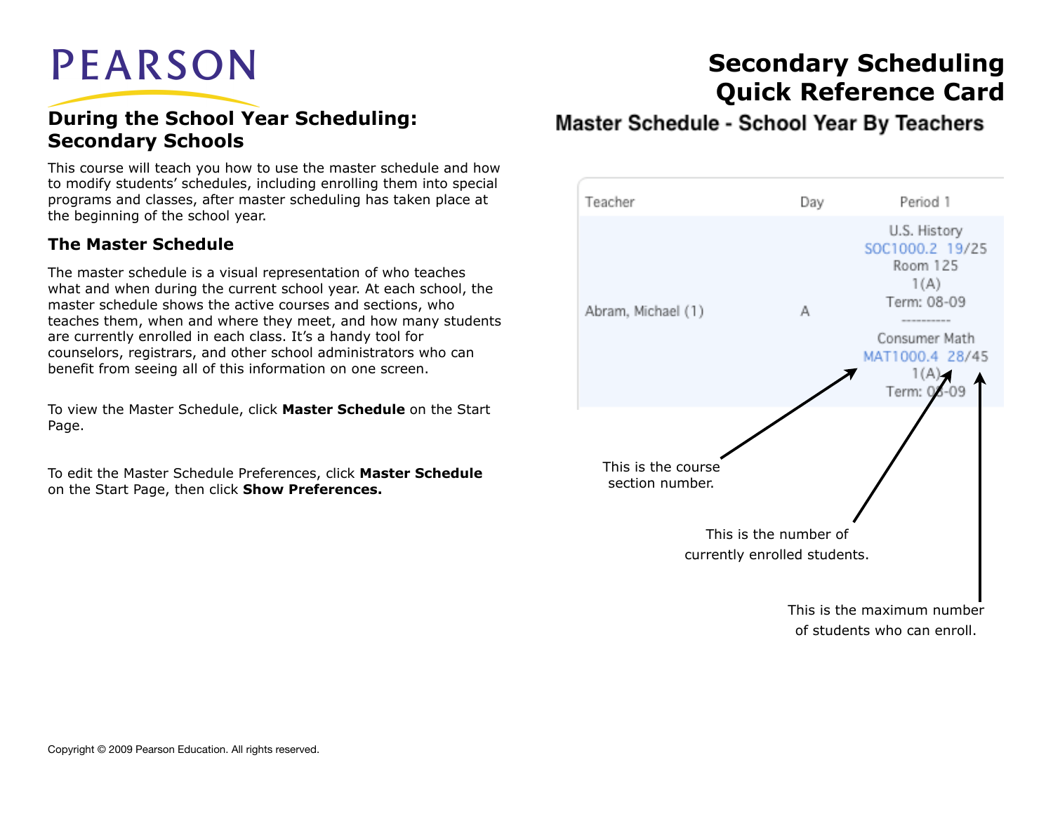PEARSON

# Secondary Scheduling Quick Reference Card

## During the School Year Scheduling: Secondary Schools

This course will teach you how to use the master schedule and how to modify students' schedules, including enrolling them into special programs and classes, after master scheduling has taken place at the beginning of the school year.

### The Master Schedule

The master schedule is a visual representation of who teaches what and when during the current school year. At each school, the master schedule shows the active courses and sections, who teaches them, when and where they meet, and how many students are currently enrolled in each class. It's a handy tool for counselors, registrars, and other school administrators who can benefit from seeing all of this information on one screen.

To view the Master Schedule, click **Master Schedule** on the Start Page.

To edit the Master Schedule Preferences, click **Master Schedule** on the Start Page, then click **Show Preferences.**

### Master Schedule - School Year By Teachers

| Teacher | Day | Period 1 |
|---|---|---|
| Abram, Michael (1) | A | U.S. History<br>SOC1000.2 19/25<br>Room 125<br>1(A)<br>Term: 08-09<br>----------<br>Consumer Math<br>MAT1000.4 28/45<br>1(A)<br>Term: 08-09 |

This is the course section number.

This is the number of currently enrolled students.

This is the maximum number of students who can enroll.

Copyright © 2009 Pearson Education. All rights reserved.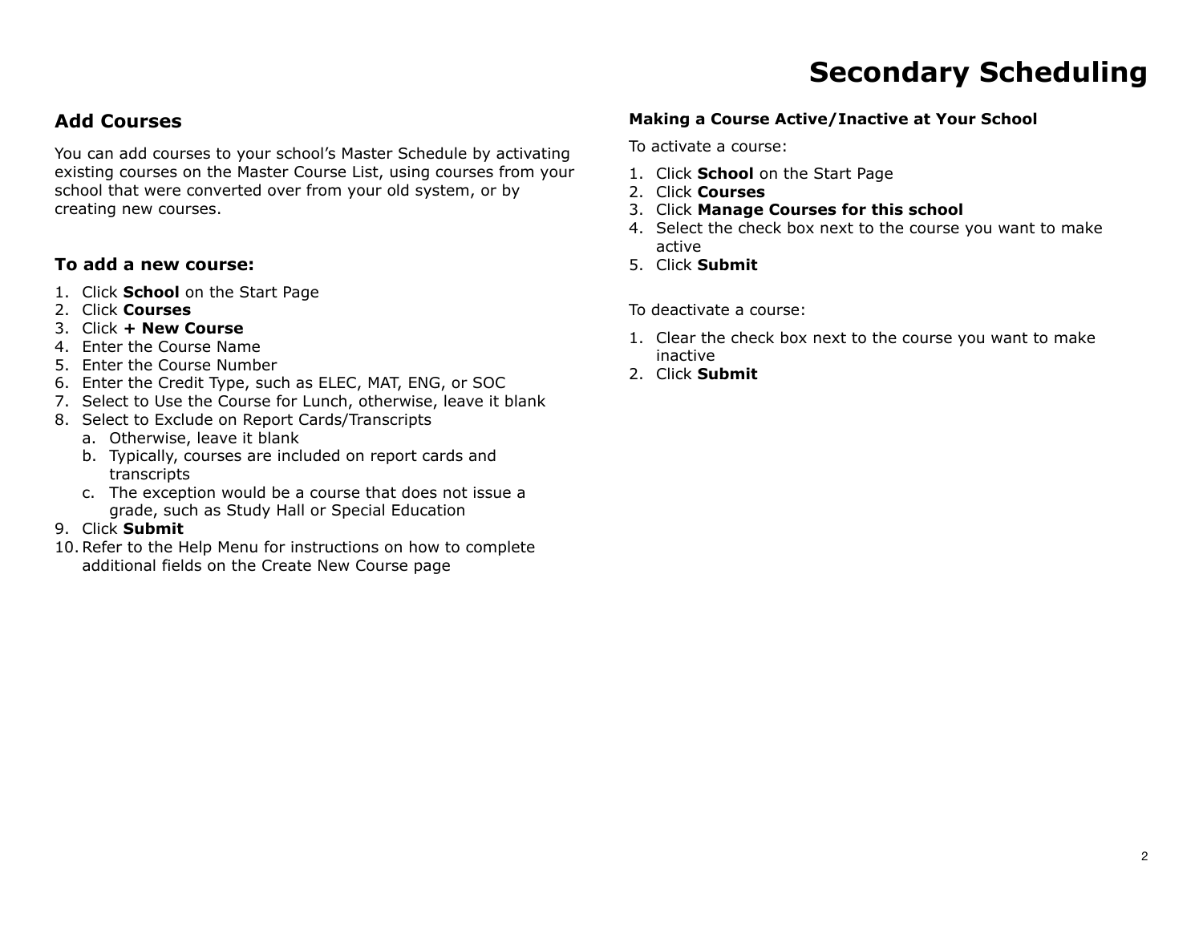# Secondary Scheduling

## Add Courses

You can add courses to your school's Master Schedule by activating existing courses on the Master Course List, using courses from your school that were converted over from your old system, or by creating new courses.

### To add a new course:

1. Click **School** on the Start Page
2. Click **Courses**
3. Click **+ New Course**
4. Enter the Course Name
5. Enter the Course Number
6. Enter the Credit Type, such as ELEC, MAT, ENG, or SOC
7. Select to Use the Course for Lunch, otherwise, leave it blank
8. Select to Exclude on Report Cards/Transcripts
   a. Otherwise, leave it blank
   b. Typically, courses are included on report cards and transcripts
   c. The exception would be a course that does not issue a grade, such as Study Hall or Special Education
9. Click **Submit**
10. Refer to the Help Menu for instructions on how to complete additional fields on the Create New Course page

#### Making a Course Active/Inactive at Your School

To activate a course:

1. Click **School** on the Start Page
2. Click **Courses**
3. Click **Manage Courses for this school**
4. Select the check box next to the course you want to make active
5. Click **Submit**

To deactivate a course:

1. Clear the check box next to the course you want to make inactive
2. Click **Submit**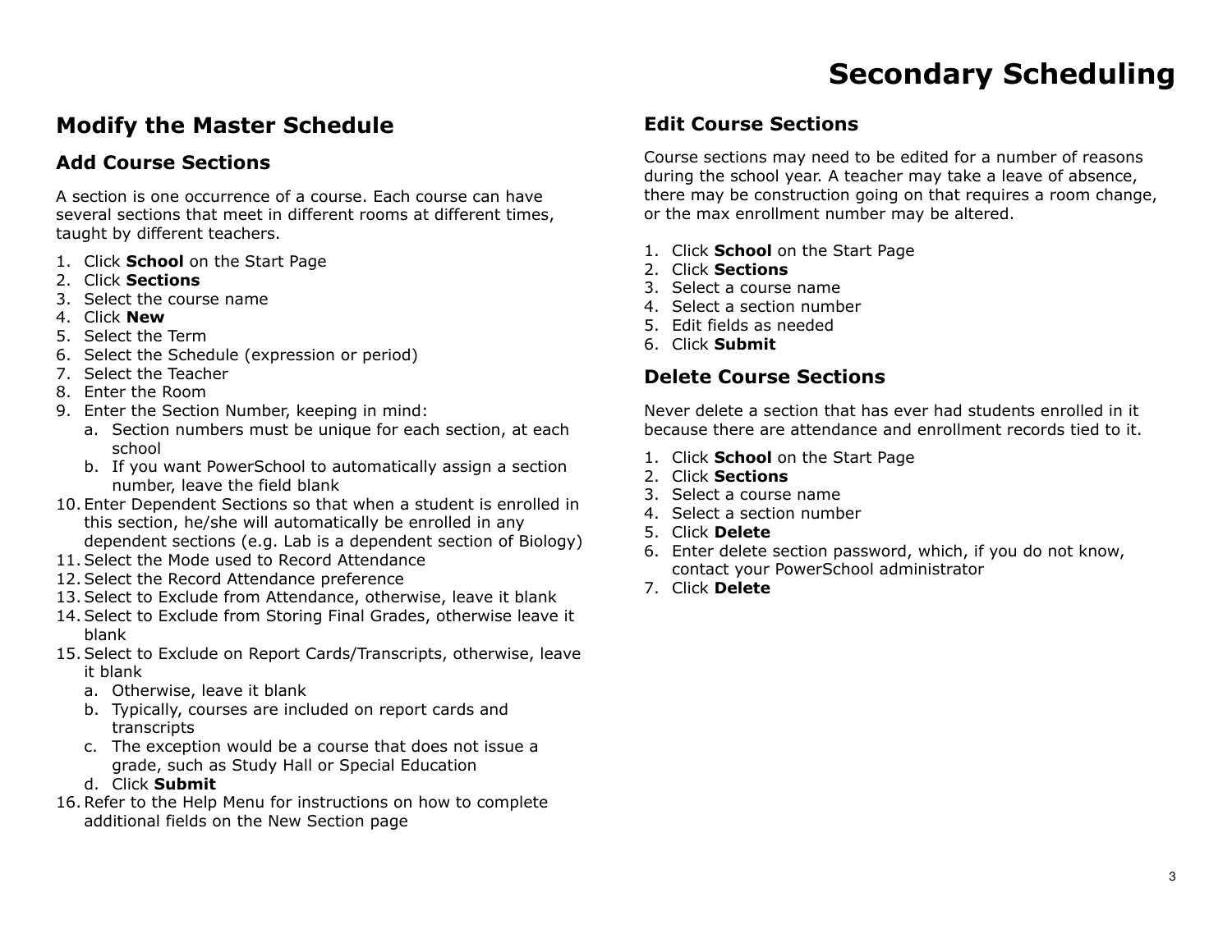# Secondary Scheduling

## Modify the Master Schedule

### Add Course Sections

A section is one occurrence of a course. Each course can have several sections that meet in different rooms at different times, taught by different teachers.

1. Click **School** on the Start Page
2. Click **Sections**
3. Select the course name
4. Click **New**
5. Select the Term
6. Select the Schedule (expression or period)
7. Select the Teacher
8. Enter the Room
9. Enter the Section Number, keeping in mind:
   a. Section numbers must be unique for each section, at each school
   b. If you want PowerSchool to automatically assign a section number, leave the field blank
10. Enter Dependent Sections so that when a student is enrolled in this section, he/she will automatically be enrolled in any dependent sections (e.g. Lab is a dependent section of Biology)
11. Select the Mode used to Record Attendance
12. Select the Record Attendance preference
13. Select to Exclude from Attendance, otherwise, leave it blank
14. Select to Exclude from Storing Final Grades, otherwise leave it blank
15. Select to Exclude on Report Cards/Transcripts, otherwise, leave it blank
    a. Otherwise, leave it blank
    b. Typically, courses are included on report cards and transcripts
    c. The exception would be a course that does not issue a grade, such as Study Hall or Special Education
    d. Click **Submit**
16. Refer to the Help Menu for instructions on how to complete additional fields on the New Section page

### Edit Course Sections

Course sections may need to be edited for a number of reasons during the school year. A teacher may take a leave of absence, there may be construction going on that requires a room change, or the max enrollment number may be altered.

1. Click **School** on the Start Page
2. Click **Sections**
3. Select a course name
4. Select a section number
5. Edit fields as needed
6. Click **Submit**

### Delete Course Sections

Never delete a section that has ever had students enrolled in it because there are attendance and enrollment records tied to it.

1. Click **School** on the Start Page
2. Click **Sections**
3. Select a course name
4. Select a section number
5. Click **Delete**
6. Enter delete section password, which, if you do not know, contact your PowerSchool administrator
7. Click **Delete**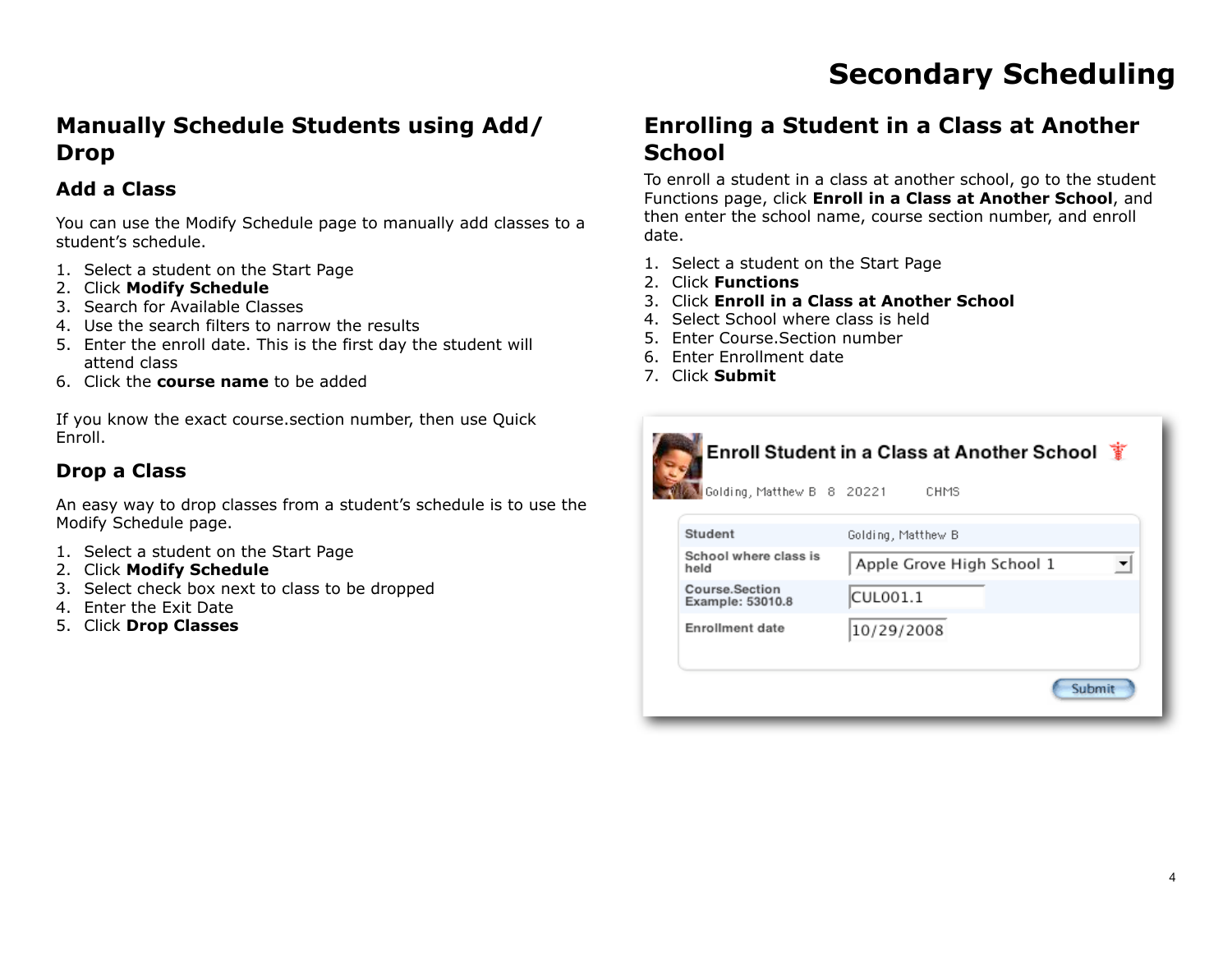# Secondary Scheduling

## Manually Schedule Students using Add/Drop

### Add a Class

You can use the Modify Schedule page to manually add classes to a student's schedule.

1. Select a student on the Start Page
2. Click **Modify Schedule**
3. Search for Available Classes
4. Use the search filters to narrow the results
5. Enter the enroll date. This is the first day the student will attend class
6. Click the **course name** to be added

If you know the exact course.section number, then use Quick Enroll.

### Drop a Class

An easy way to drop classes from a student's schedule is to use the Modify Schedule page.

1. Select a student on the Start Page
2. Click **Modify Schedule**
3. Select check box next to class to be dropped
4. Enter the Exit Date
5. Click **Drop Classes**

## Enrolling a Student in a Class at Another School

To enroll a student in a class at another school, go to the student Functions page, click **Enroll in a Class at Another School**, and then enter the school name, course section number, and enroll date.

1. Select a student on the Start Page
2. Click **Functions**
3. Click **Enroll in a Class at Another School**
4. Select School where class is held
5. Enter Course.Section number
6. Enter Enrollment date
7. Click **Submit**

**Enroll Student in a Class at Another School**

Golding, Matthew B 8 20221 CHMS

| Student | Golding, Matthew B |
|---|---|
| School where class is held | Apple Grove High School 1 |
| Course.Section Example: 53010.8 | CUL001.1 |
| Enrollment date | 10/29/2008 |

Submit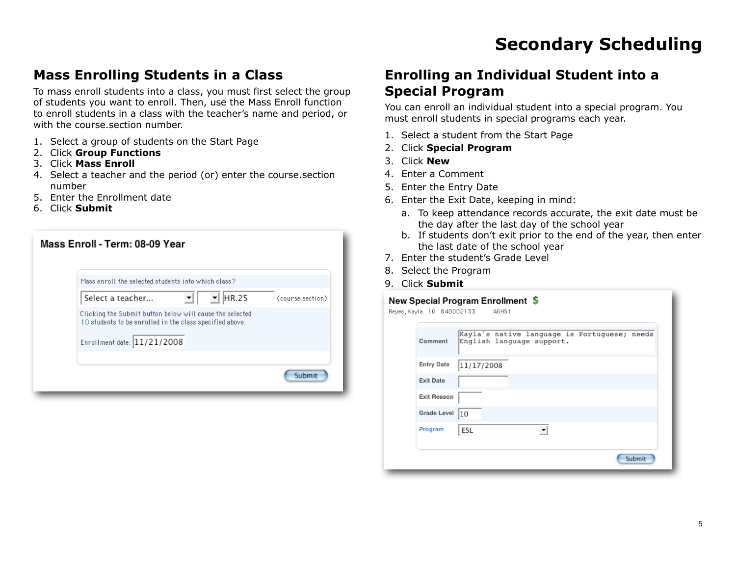# Secondary Scheduling

## Mass Enrolling Students in a Class

To mass enroll students into a class, you must first select the group of students you want to enroll. Then, use the Mass Enroll function to enroll students in a class with the teacher's name and period, or with the course.section number.

1. Select a group of students on the Start Page
2. Click **Group Functions**
3. Click **Mass Enroll**
4. Select a teacher and the period (or) enter the course.section number
5. Enter the Enrollment date
6. Click **Submit**

**Mass Enroll - Term: 08-09 Year**

Mass enroll the selected students into which class?

Select a teacher... | HR.25 (course.section)

Clicking the Submit button below will cause the selected 10 students to be enrolled in the class specified above.

Enrollment date: 11/21/2008

Submit

## Enrolling an Individual Student into a Special Program

You can enroll an individual student into a special program. You must enroll students in special programs each year.

1. Select a student from the Start Page
2. Click **Special Program**
3. Click **New**
4. Enter a Comment
5. Enter the Entry Date
6. Enter the Exit Date, keeping in mind:
   a. To keep attendance records accurate, the exit date must be the day after the last day of the school year
   b. If students don't exit prior to the end of the year, then enter the last date of the school year
7. Enter the student's Grade Level
8. Select the Program
9. Click **Submit**

**New Special Program Enrollment**

Reyes, Kayla 10 840002133 AGHS1

| | |
|---|---|
| Comment | Kayla's native language is Portuguese; needs English language support. |
| Entry Date | 11/17/2008 |
| Exit Date | |
| Exit Reason | |
| Grade Level | 10 |
| Program | ESL |

Submit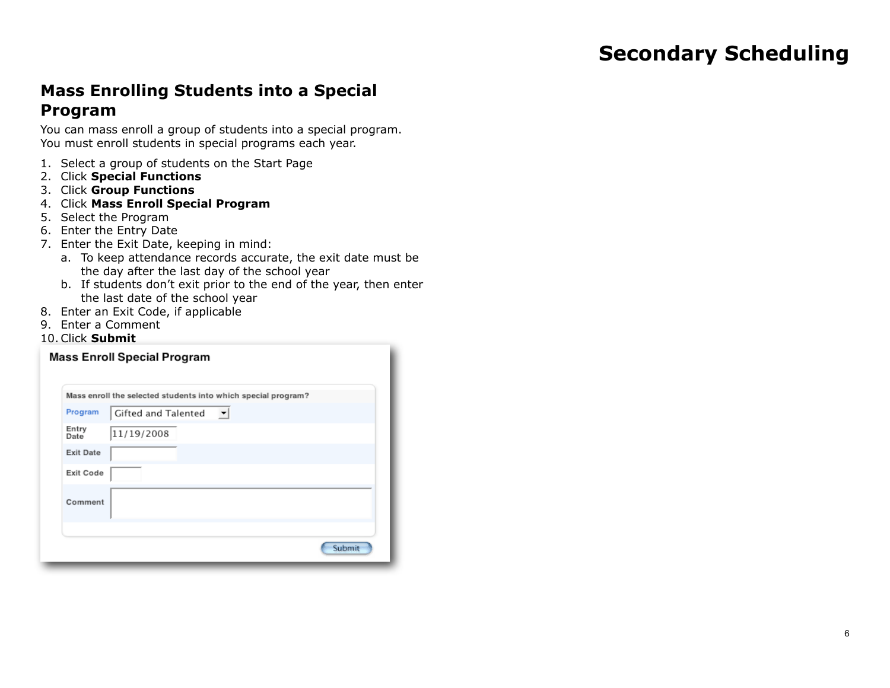## Mass Enrolling Students into a Special Program

You can mass enroll a group of students into a special program. You must enroll students in special programs each year.

1. Select a group of students on the Start Page
2. Click **Special Functions**
3. Click **Group Functions**
4. Click **Mass Enroll Special Program**
5. Select the Program
6. Enter the Entry Date
7. Enter the Exit Date, keeping in mind:
   a. To keep attendance records accurate, the exit date must be the day after the last day of the school year
   b. If students don't exit prior to the end of the year, then enter the last date of the school year
8. Enter an Exit Code, if applicable
9. Enter a Comment
10. Click **Submit**

**Mass Enroll Special Program**

Mass enroll the selected students into which special program?

Program: Gifted and Talented

Entry Date: 11/19/2008

Exit Date:

Exit Code:

Comment:

Submit